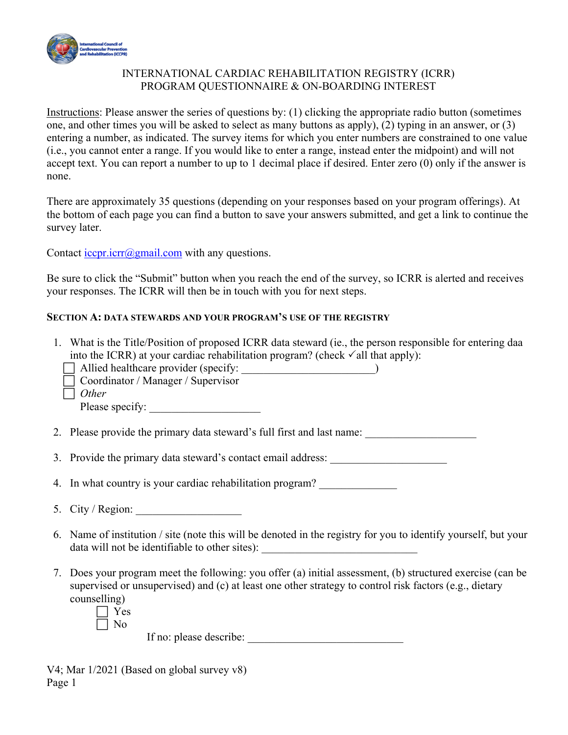INTERNATIONAL CARDIAC REHABILITATION REGISTRY (ICRR)
PROGRAM QUESTIONNAIRE & ON-BOARDING INTEREST

Instructions: Please answer the series of questions by: (1) clicking the appropriate radio button (sometimes one, and other times you will be asked to select as many buttons as apply), (2) typing in an answer, or (3) entering a number, as indicated. The survey items for which you enter numbers are constrained to one value (i.e., you cannot enter a range. If you would like to enter a range, instead enter the midpoint) and will not accept text. You can report a number to up to 1 decimal place if desired. Enter zero (0) only if the answer is none.

There are approximately 35 questions (depending on your responses based on your program offerings). At the bottom of each page you can find a button to save your answers submitted, and get a link to continue the survey later.

Contact iccpr.icrr@gmail.com with any questions.

Be sure to click the "Submit" button when you reach the end of the survey, so ICRR is alerted and receives your responses. The ICRR will then be in touch with you for next steps.

**SECTION A: DATA STEWARDS AND YOUR PROGRAM'S USE OF THE REGISTRY**

1. What is the Title/Position of proposed ICRR data steward (ie., the person responsible for entering daa into the ICRR) at your cardiac rehabilitation program? (check ✓all that apply):
   - ☐ Allied healthcare provider (specify: ________________________)
   - ☐ Coordinator / Manager / Supervisor
   - ☐ *Other*

     Please specify: ____________________

2. Please provide the primary data steward's full first and last name: ____________________

3. Provide the primary data steward's contact email address: _____________________

4. In what country is your cardiac rehabilitation program? ______________

5. City / Region: ___________________

6. Name of institution / site (note this will be denoted in the registry for you to identify yourself, but your data will not be identifiable to other sites): ____________________________

7. Does your program meet the following: you offer (a) initial assessment, (b) structured exercise (can be supervised or unsupervised) and (c) at least one other strategy to control risk factors (e.g., dietary counselling)
   - ☐ Yes
   - ☐ No

     If no: please describe: ____________________________

V4; Mar 1/2021 (Based on global survey v8)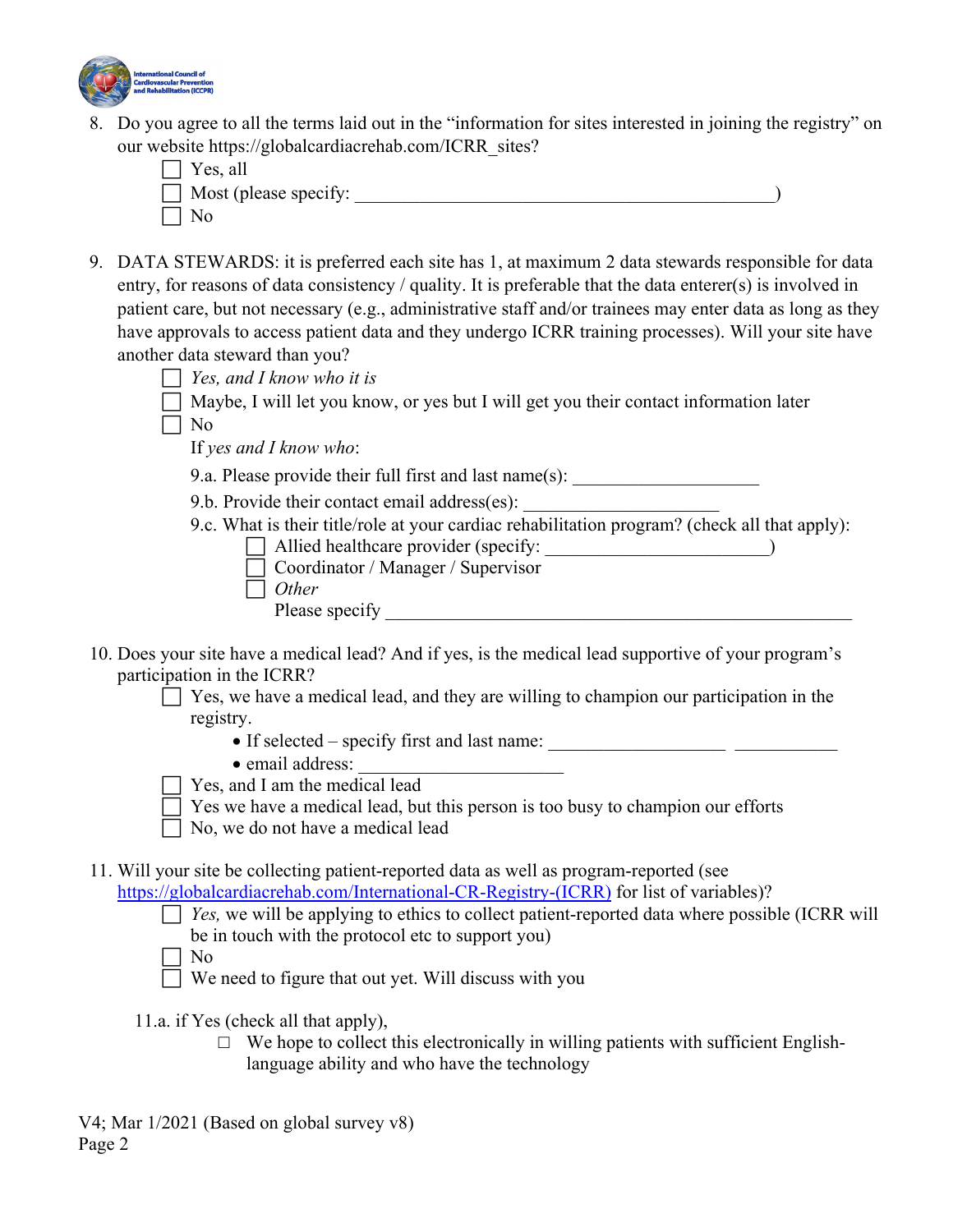8. Do you agree to all the terms laid out in the “information for sites interested in joining the registry” on our website https://globalcardiacrehab.com/ICRR_sites?
   - ☐ Yes, all
   - ☐ Most (please specify: _______________________________________________)
   - ☐ No

9. DATA STEWARDS: it is preferred each site has 1, at maximum 2 data stewards responsible for data entry, for reasons of data consistency / quality. It is preferable that the data enterer(s) is involved in patient care, but not necessary (e.g., administrative staff and/or trainees may enter data as long as they have approvals to access patient data and they undergo ICRR training processes). Will your site have another data steward than you?
   - ☐ *Yes, and I know who it is*
   - ☐ Maybe, I will let you know, or yes but I will get you their contact information later
   - ☐ No

   If *yes and I know who*:

   9.a. Please provide their full first and last name(s): ____________________

   9.b. Provide their contact email address(es): ____________________

   9.c. What is their title/role at your cardiac rehabilitation program? (check all that apply):
   - ☐ Allied healthcare provider (specify: ______________________)
   - ☐ Coordinator / Manager / Supervisor
   - ☐ *Other*

     Please specify ______________________________________________

10. Does your site have a medical lead? And if yes, is the medical lead supportive of your program’s participation in the ICRR?
    - ☐ Yes, we have a medical lead, and they are willing to champion our participation in the registry.
      - If selected – specify first and last name: ___________________ ___________
      - email address: ____________________
    - ☐ Yes, and I am the medical lead
    - ☐ Yes we have a medical lead, but this person is too busy to champion our efforts
    - ☐ No, we do not have a medical lead

11. Will your site be collecting patient-reported data as well as program-reported (see https://globalcardiacrehab.com/International-CR-Registry-(ICRR) for list of variables)?
    - ☐ *Yes,* we will be applying to ethics to collect patient-reported data where possible (ICRR will be in touch with the protocol etc to support you)
    - ☐ No
    - ☐ We need to figure that out yet. Will discuss with you

    11.a. if Yes (check all that apply),
    - ☐ We hope to collect this electronically in willing patients with sufficient English-language ability and who have the technology

V4; Mar 1/2021 (Based on global survey v8)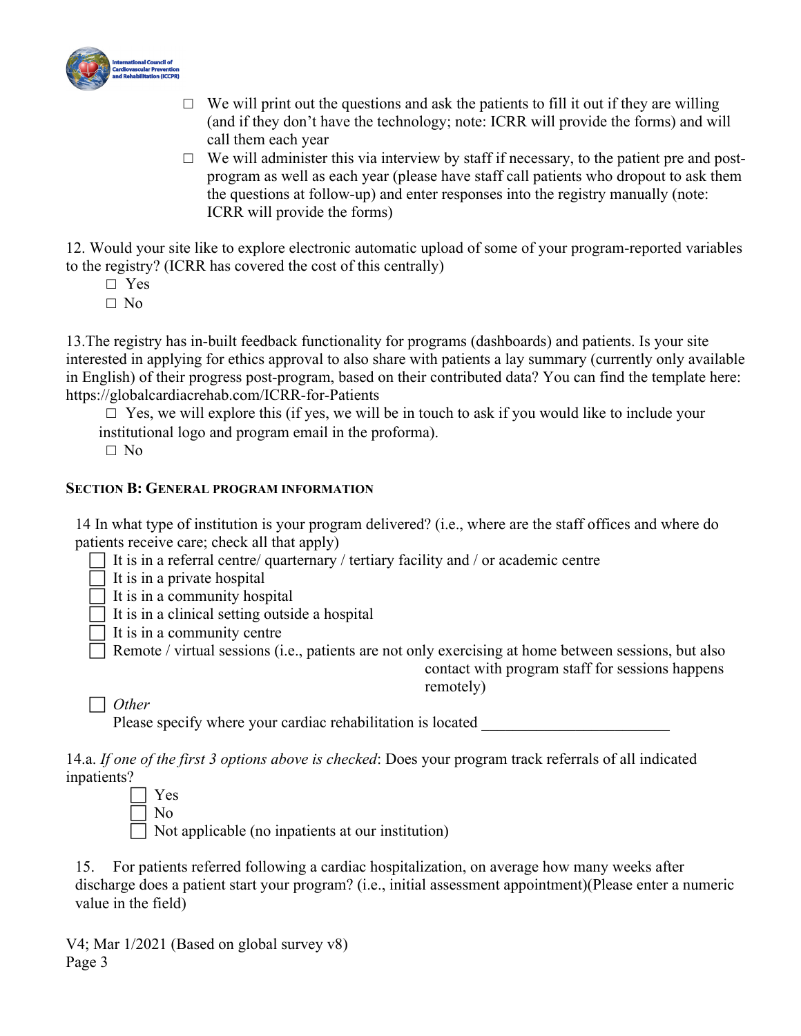- ☐ We will print out the questions and ask the patients to fill it out if they are willing (and if they don't have the technology; note: ICRR will provide the forms) and will call them each year
- ☐ We will administer this via interview by staff if necessary, to the patient pre and post-program as well as each year (please have staff call patients who dropout to ask them the questions at follow-up) and enter responses into the registry manually (note: ICRR will provide the forms)

12. Would your site like to explore electronic automatic upload of some of your program-reported variables to the registry? (ICRR has covered the cost of this centrally)

- ☐ Yes
- ☐ No

13. The registry has in-built feedback functionality for programs (dashboards) and patients. Is your site interested in applying for ethics approval to also share with patients a lay summary (currently only available in English) of their progress post-program, based on their contributed data? You can find the template here: https://globalcardiacrehab.com/ICRR-for-Patients

- ☐ Yes, we will explore this (if yes, we will be in touch to ask if you would like to include your institutional logo and program email in the proforma).
- ☐ No

## SECTION B: GENERAL PROGRAM INFORMATION

14 In what type of institution is your program delivered? (i.e., where are the staff offices and where do patients receive care; check all that apply)

- ☐ It is in a referral centre/ quarternary / tertiary facility and / or academic centre
- ☐ It is in a private hospital
- ☐ It is in a community hospital
- ☐ It is in a clinical setting outside a hospital
- ☐ It is in a community centre
- ☐ Remote / virtual sessions (i.e., patients are not only exercising at home between sessions, but also contact with program staff for sessions happens remotely)
- ☐ *Other*
  Please specify where your cardiac rehabilitation is located ________________________

14.a. *If one of the first 3 options above is checked*: Does your program track referrals of all indicated inpatients?

- ☐ Yes
- ☐ No
- ☐ Not applicable (no inpatients at our institution)

15. For patients referred following a cardiac hospitalization, on average how many weeks after discharge does a patient start your program? (i.e., initial assessment appointment)(Please enter a numeric value in the field)

V4; Mar 1/2021 (Based on global survey v8)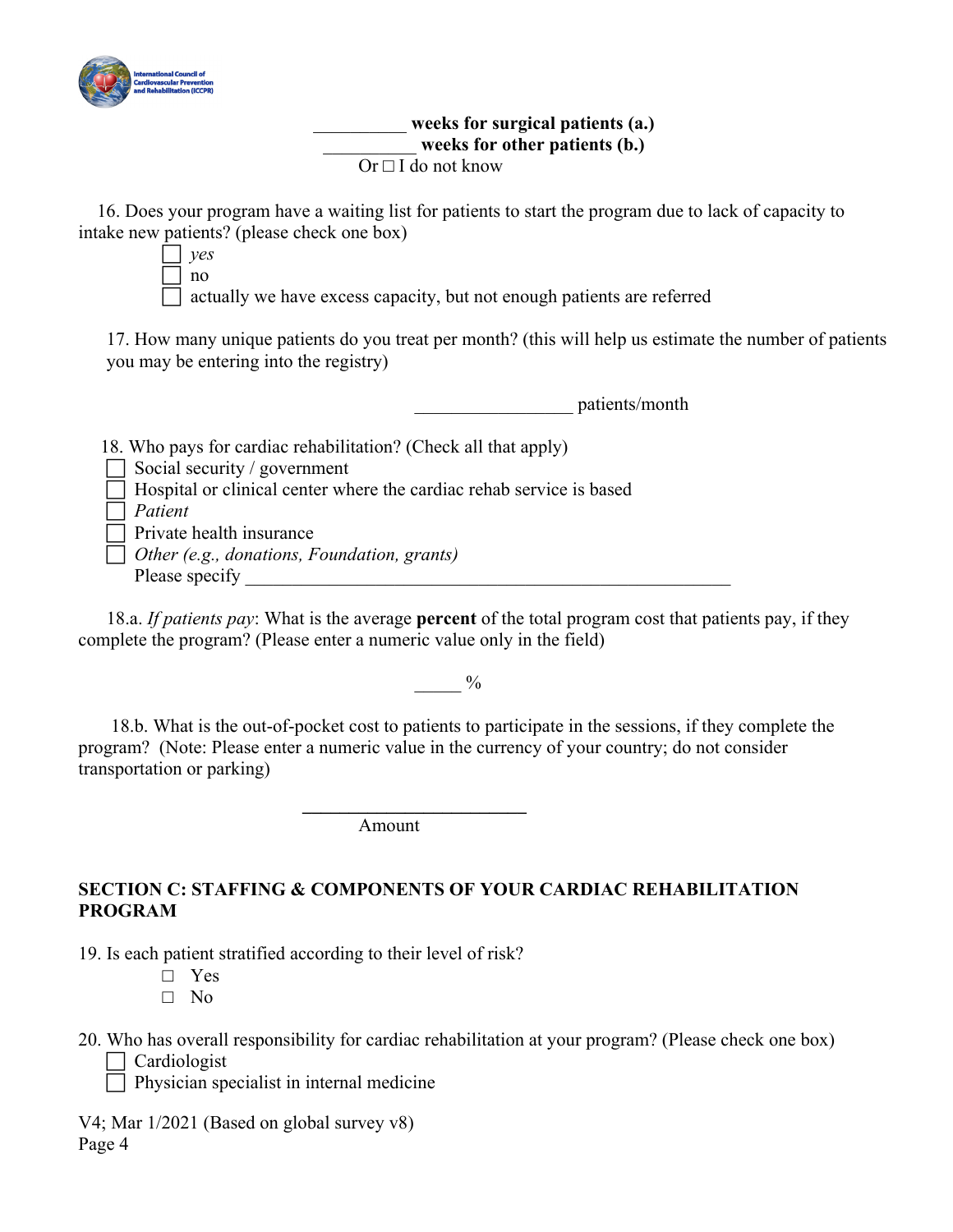__________ **weeks for surgical patients (a.)**
__________ **weeks for other patients (b.)**
Or ☐ I do not know

16. Does your program have a waiting list for patients to start the program due to lack of capacity to intake new patients? (please check one box)
    - ☐ *yes*
    - ☐ no
    - ☐ actually we have excess capacity, but not enough patients are referred

17. How many unique patients do you treat per month? (this will help us estimate the number of patients you may be entering into the registry)

    _________________ patients/month

18. Who pays for cardiac rehabilitation? (Check all that apply)
    - ☐ Social security / government
    - ☐ Hospital or clinical center where the cardiac rehab service is based
    - ☐ *Patient*
    - ☐ Private health insurance
    - ☐ *Other (e.g., donations, Foundation, grants)*
    
    Please specify ______________________________________________________

18.a. *If patients pay*: What is the average **percent** of the total program cost that patients pay, if they complete the program? (Please enter a numeric value only in the field)

_____ %

18.b. What is the out-of-pocket cost to patients to participate in the sessions, if they complete the program? (Note: Please enter a numeric value in the currency of your country; do not consider transportation or parking)

________________________
Amount

## SECTION C: STAFFING & COMPONENTS OF YOUR CARDIAC REHABILITATION PROGRAM

19. Is each patient stratified according to their level of risk?
    - ☐ Yes
    - ☐ No

20. Who has overall responsibility for cardiac rehabilitation at your program? (Please check one box)
    - ☐ Cardiologist
    - ☐ Physician specialist in internal medicine

V4; Mar 1/2021 (Based on global survey v8)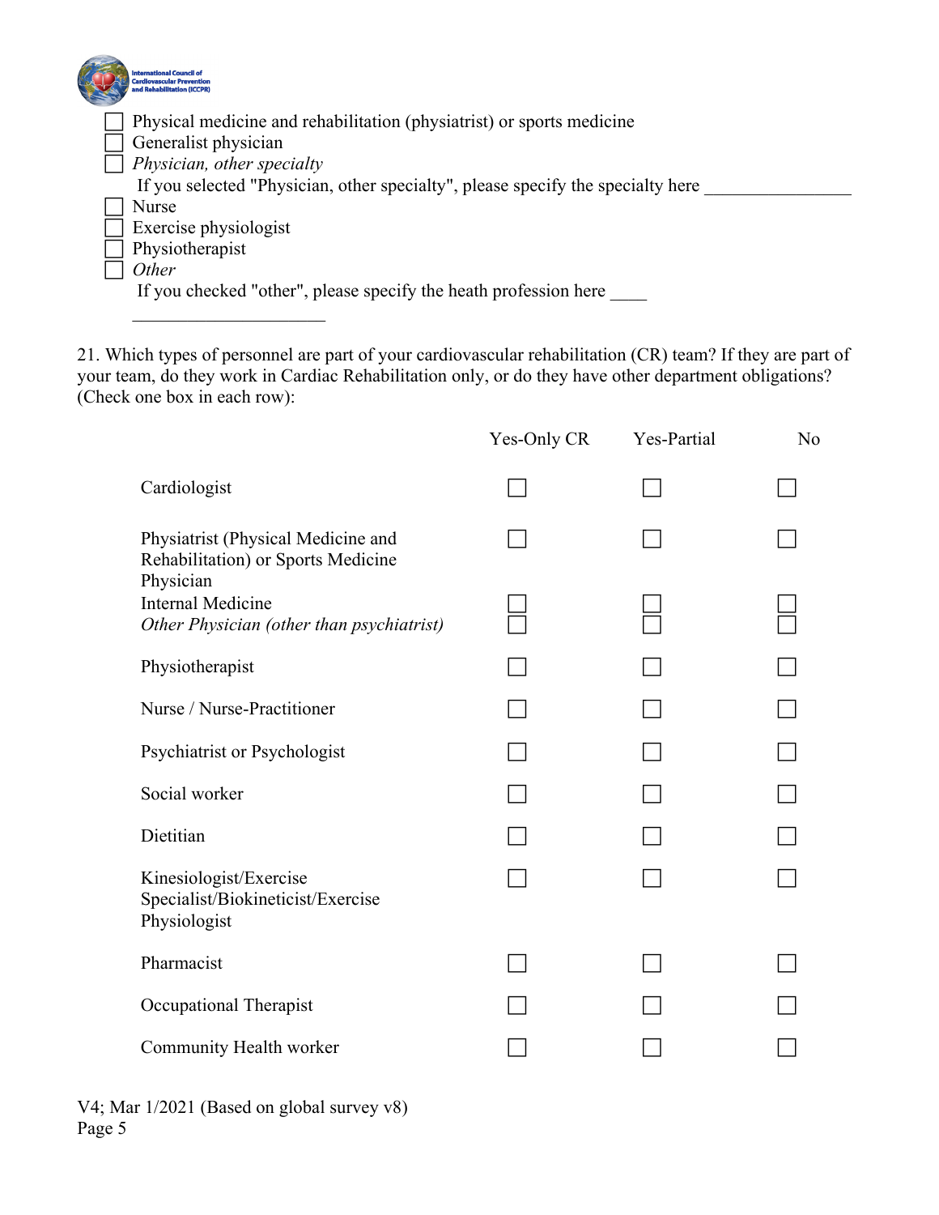- ☐ Physical medicine and rehabilitation (physiatrist) or sports medicine
- ☐ Generalist physician
- ☐ *Physician, other specialty*
  If you selected "Physician, other specialty", please specify the specialty here ________________
- ☐ Nurse
- ☐ Exercise physiologist
- ☐ Physiotherapist
- ☐ *Other*
  If you checked "other", please specify the heath profession here ____ ______________________

21. Which types of personnel are part of your cardiovascular rehabilitation (CR) team? If they are part of your team, do they work in Cardiac Rehabilitation only, or do they have other department obligations? (Check one box in each row):

| | Yes-Only CR | Yes-Partial | No |
|---|---|---|---|
| Cardiologist | ☐ | ☐ | ☐ |
| Physiatrist (Physical Medicine and Rehabilitation) or Sports Medicine Physician | ☐ | ☐ | ☐ |
| Internal Medicine | ☐ | ☐ | ☐ |
| *Other Physician (other than psychiatrist)* | ☐ | ☐ | ☐ |
| Physiotherapist | ☐ | ☐ | ☐ |
| Nurse / Nurse-Practitioner | ☐ | ☐ | ☐ |
| Psychiatrist or Psychologist | ☐ | ☐ | ☐ |
| Social worker | ☐ | ☐ | ☐ |
| Dietitian | ☐ | ☐ | ☐ |
| Kinesiologist/Exercise Specialist/Biokineticist/Exercise Physiologist | ☐ | ☐ | ☐ |
| Pharmacist | ☐ | ☐ | ☐ |
| Occupational Therapist | ☐ | ☐ | ☐ |
| Community Health worker | ☐ | ☐ | ☐ |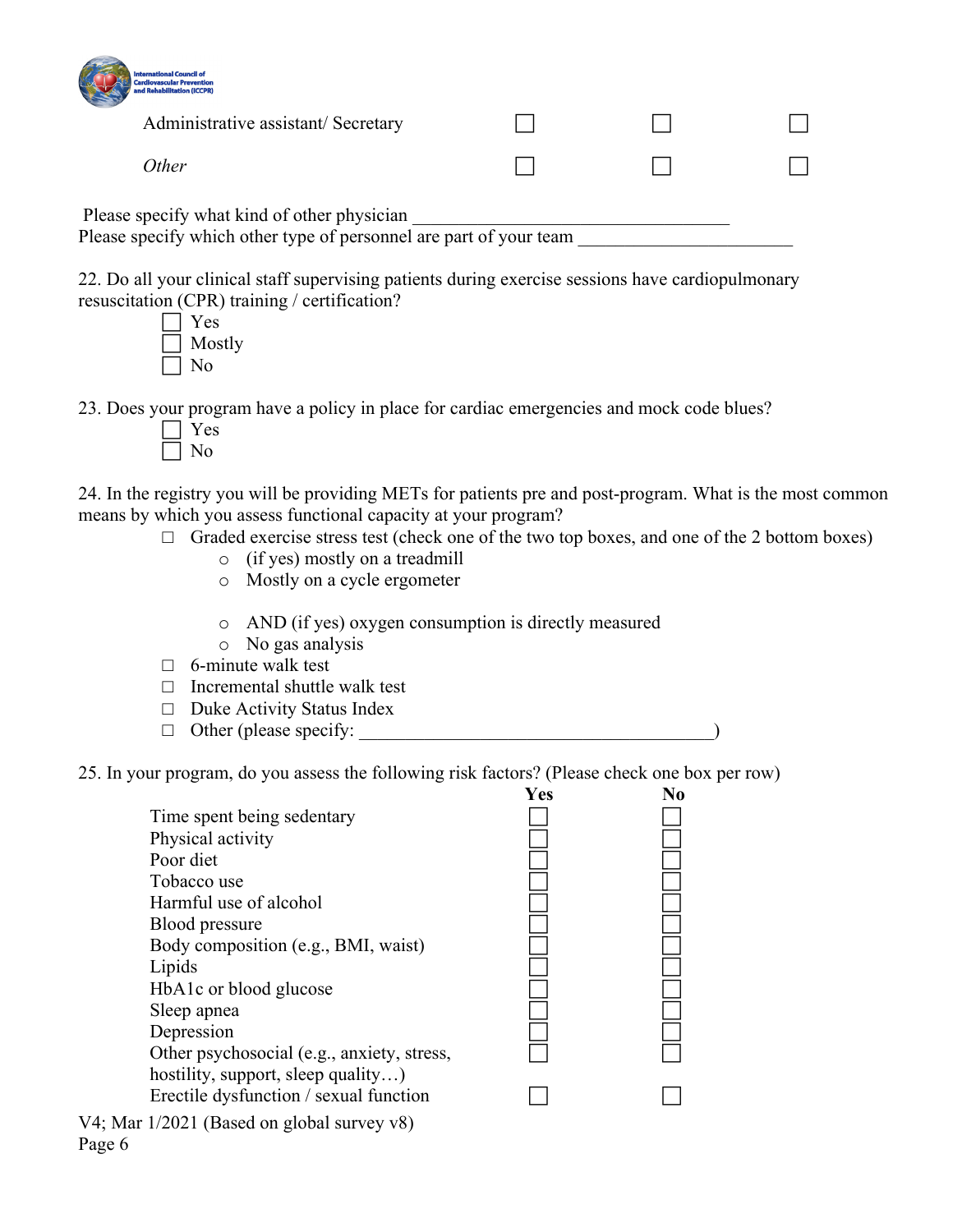| | | | |
|---|---|---|---|
| Administrative assistant/ Secretary | ☐ | ☐ | ☐ |
| *Other* | ☐ | ☐ | ☐ |

Please specify what kind of other physician ___________________________________

Please specify which other type of personnel are part of your team _______________________

22. Do all your clinical staff supervising patients during exercise sessions have cardiopulmonary resuscitation (CPR) training / certification?

- ☐ Yes
- ☐ Mostly
- ☐ No

23. Does your program have a policy in place for cardiac emergencies and mock code blues?

- ☐ Yes
- ☐ No

24. In the registry you will be providing METs for patients pre and post-program. What is the most common means by which you assess functional capacity at your program?

- ☐ Graded exercise stress test (check one of the two top boxes, and one of the 2 bottom boxes)
  - o (if yes) mostly on a treadmill
  - o Mostly on a cycle ergometer
  - o AND (if yes) oxygen consumption is directly measured
  - o No gas analysis
- ☐ 6-minute walk test
- ☐ Incremental shuttle walk test
- ☐ Duke Activity Status Index
- ☐ Other (please specify: ______________________________________)

25. In your program, do you assess the following risk factors? (Please check one box per row)

| | **Yes** | **No** |
|---|---|---|
| Time spent being sedentary | ☐ | ☐ |
| Physical activity | ☐ | ☐ |
| Poor diet | ☐ | ☐ |
| Tobacco use | ☐ | ☐ |
| Harmful use of alcohol | ☐ | ☐ |
| Blood pressure | ☐ | ☐ |
| Body composition (e.g., BMI, waist) | ☐ | ☐ |
| Lipids | ☐ | ☐ |
| HbA1c or blood glucose | ☐ | ☐ |
| Sleep apnea | ☐ | ☐ |
| Depression | ☐ | ☐ |
| Other psychosocial (e.g., anxiety, stress, hostility, support, sleep quality…) | ☐ | ☐ |
| Erectile dysfunction / sexual function | ☐ | ☐ |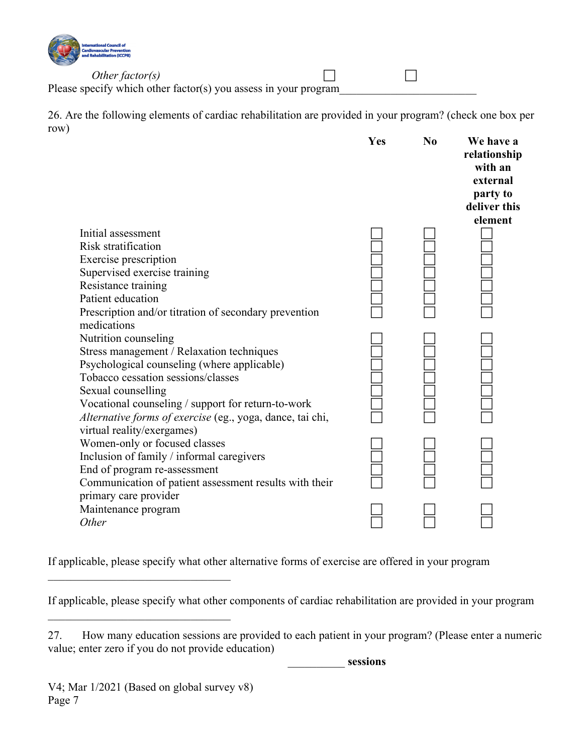| | | |
|---|---|---|
| *Other factor(s)* | ☐ | ☐ |

Please specify which other factor(s) you assess in your program________________________

26. Are the following elements of cardiac rehabilitation are provided in your program? (check one box per row)

| | **Yes** | **No** | **We have a relationship with an external party to deliver this element** |
|---|---|---|---|
| Initial assessment | ☐ | ☐ | ☐ |
| Risk stratification | ☐ | ☐ | ☐ |
| Exercise prescription | ☐ | ☐ | ☐ |
| Supervised exercise training | ☐ | ☐ | ☐ |
| Resistance training | ☐ | ☐ | ☐ |
| Patient education | ☐ | ☐ | ☐ |
| Prescription and/or titration of secondary prevention medications | ☐ | ☐ | ☐ |
| Nutrition counseling | ☐ | ☐ | ☐ |
| Stress management / Relaxation techniques | ☐ | ☐ | ☐ |
| Psychological counseling (where applicable) | ☐ | ☐ | ☐ |
| Tobacco cessation sessions/classes | ☐ | ☐ | ☐ |
| Sexual counselling | ☐ | ☐ | ☐ |
| Vocational counseling / support for return-to-work | ☐ | ☐ | ☐ |
| *Alternative forms of exercise* (eg., yoga, dance, tai chi, virtual reality/exergames) | ☐ | ☐ | ☐ |
| Women-only or focused classes | ☐ | ☐ | ☐ |
| Inclusion of family / informal caregivers | ☐ | ☐ | ☐ |
| End of program re-assessment | ☐ | ☐ | ☐ |
| Communication of patient assessment results with their primary care provider | ☐ | ☐ | ☐ |
| Maintenance program | ☐ | ☐ | ☐ |
| *Other* | ☐ | ☐ | ☐ |

If applicable, please specify what other alternative forms of exercise are offered in your program

________________________________

If applicable, please specify what other components of cardiac rehabilitation are provided in your program

________________________________

27. How many education sessions are provided to each patient in your program? (Please enter a numeric value; enter zero if you do not provide education)

__________ **sessions**

V4; Mar 1/2021 (Based on global survey v8)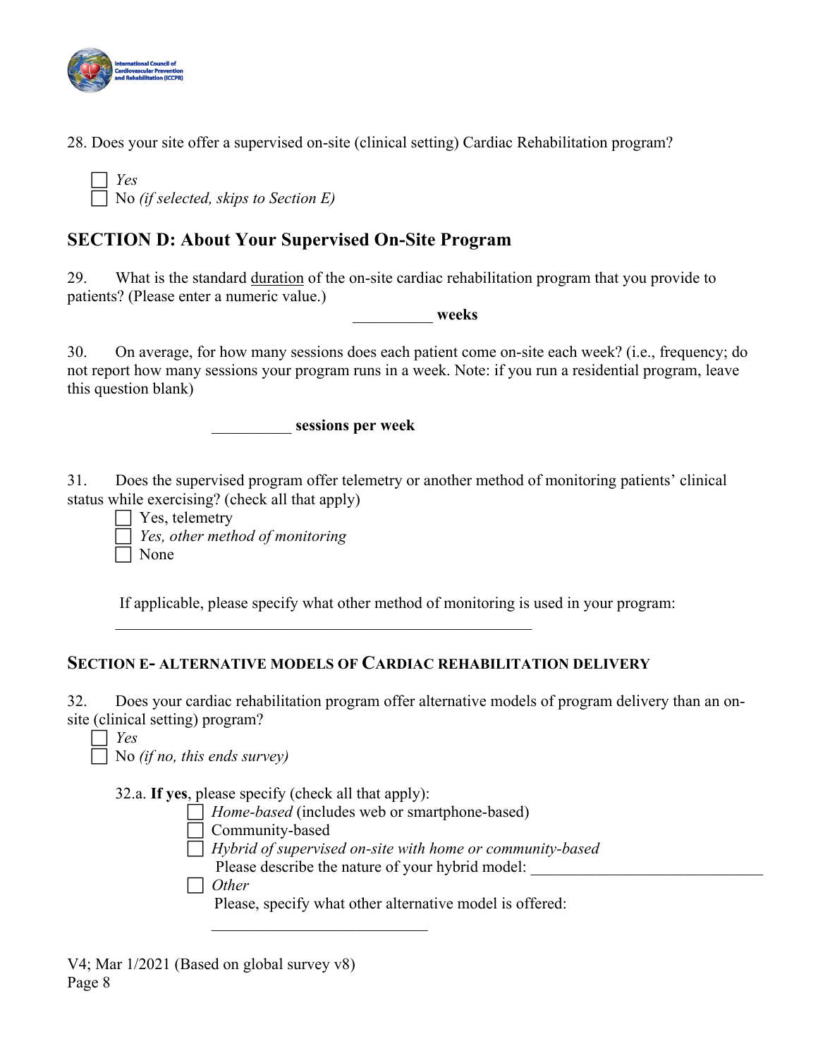28. Does your site offer a supervised on-site (clinical setting) Cardiac Rehabilitation program?

- ☐ *Yes*
- ☐ No *(if selected, skips to Section E)*

## SECTION D: About Your Supervised On-Site Program

29. What is the standard duration of the on-site cardiac rehabilitation program that you provide to patients? (Please enter a numeric value.)

__________ **weeks**

30. On average, for how many sessions does each patient come on-site each week? (i.e., frequency; do not report how many sessions your program runs in a week. Note: if you run a residential program, leave this question blank)

__________ **sessions per week**

31. Does the supervised program offer telemetry or another method of monitoring patients' clinical status while exercising? (check all that apply)

- ☐ Yes, telemetry
- ☐ *Yes, other method of monitoring*
- ☐ None

If applicable, please specify what other method of monitoring is used in your program:

______________________________________________________

## SECTION E- ALTERNATIVE MODELS OF CARDIAC REHABILITATION DELIVERY

32. Does your cardiac rehabilitation program offer alternative models of program delivery than an on-site (clinical setting) program?

- ☐ *Yes*
- ☐ No *(if no, this ends survey)*

32.a. **If yes**, please specify (check all that apply):

- ☐ *Home-based* (includes web or smartphone-based)
- ☐ Community-based
- ☐ *Hybrid of supervised on-site with home or community-based*
  Please describe the nature of your hybrid model: ______________________________
- ☐ *Other*
  Please, specify what other alternative model is offered:
  ____________________________

V4; Mar 1/2021 (Based on global survey v8)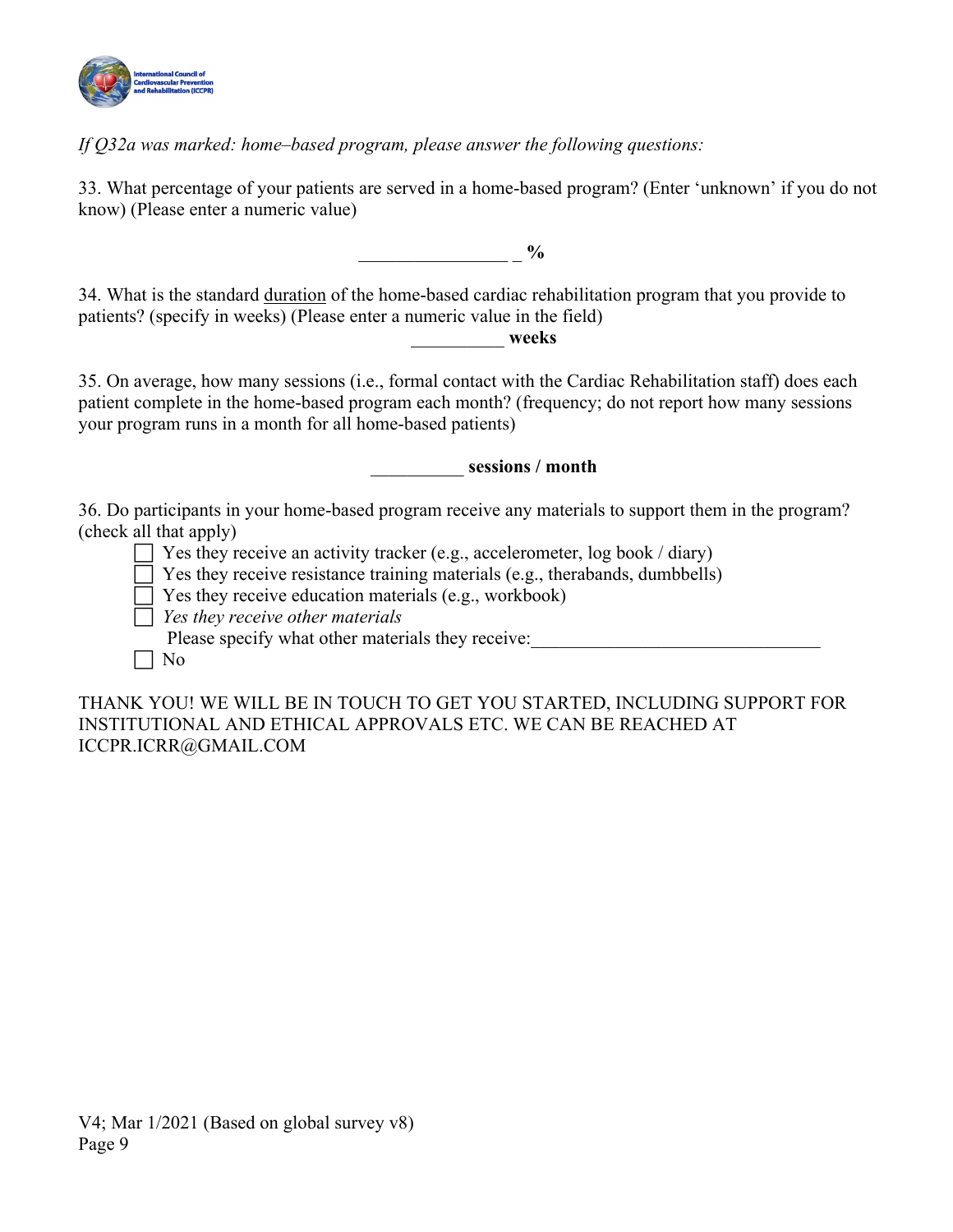*If Q32a was marked: home–based program, please answer the following questions:*

33. What percentage of your patients are served in a home-based program? (Enter 'unknown' if you do not know) (Please enter a numeric value)

_________________ **%**

34. What is the standard <u>duration</u> of the home-based cardiac rehabilitation program that you provide to patients? (specify in weeks) (Please enter a numeric value in the field)

__________ **weeks**

35. On average, how many sessions (i.e., formal contact with the Cardiac Rehabilitation staff) does each patient complete in the home-based program each month? (frequency; do not report how many sessions your program runs in a month for all home-based patients)

__________ **sessions / month**

36. Do participants in your home-based program receive any materials to support them in the program? (check all that apply)

- ☐ Yes they receive an activity tracker (e.g., accelerometer, log book / diary)
- ☐ Yes they receive resistance training materials (e.g., therabands, dumbbells)
- ☐ Yes they receive education materials (e.g., workbook)
- ☐ *Yes they receive other materials*
  Please specify what other materials they receive:_______________________________
- ☐ No

THANK YOU! WE WILL BE IN TOUCH TO GET YOU STARTED, INCLUDING SUPPORT FOR INSTITUTIONAL AND ETHICAL APPROVALS ETC. WE CAN BE REACHED AT ICCPR.ICRR@GMAIL.COM